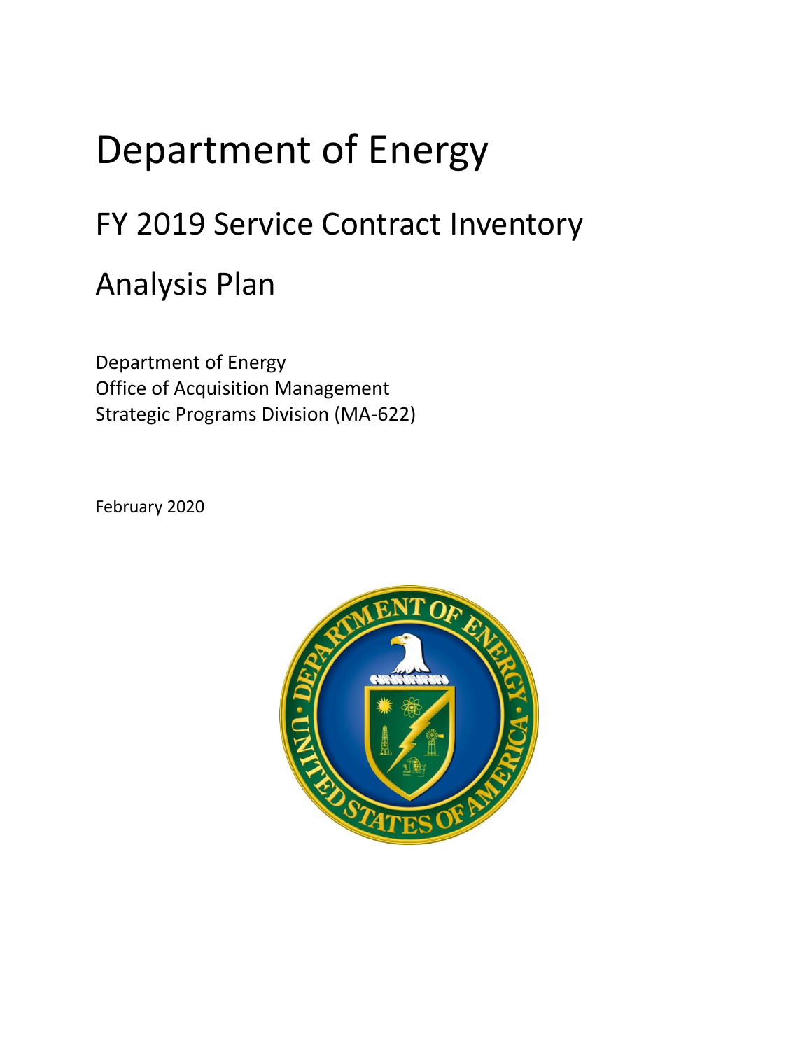# Department of Energy

## FY 2019 Service Contract Inventory

## Analysis Plan

Department of Energy
Office of Acquisition Management
Strategic Programs Division (MA-622)

February 2020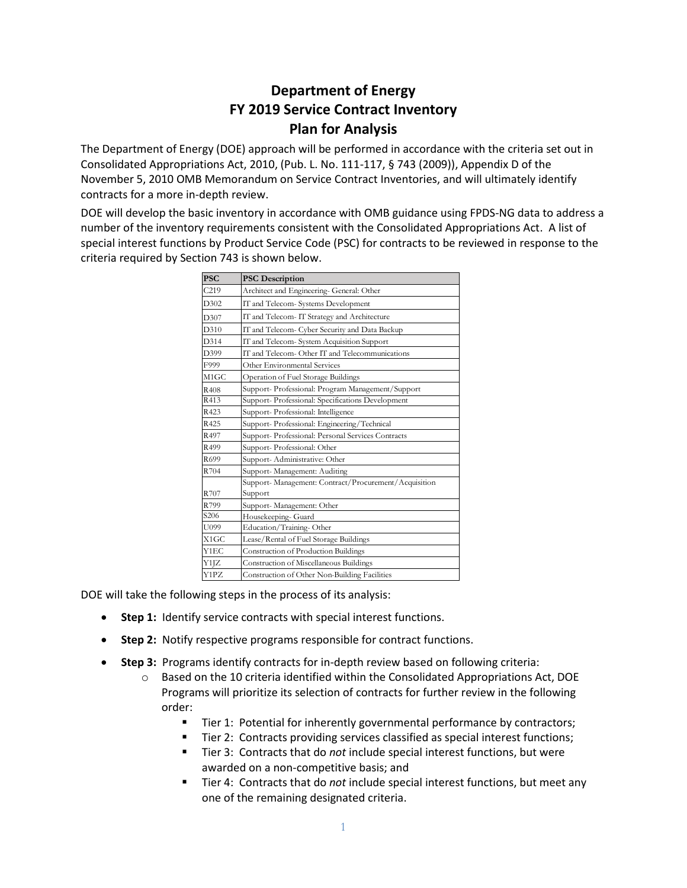# Department of Energy
# FY 2019 Service Contract Inventory
# Plan for Analysis

The Department of Energy (DOE) approach will be performed in accordance with the criteria set out in Consolidated Appropriations Act, 2010, (Pub. L. No. 111-117, § 743 (2009)), Appendix D of the November 5, 2010 OMB Memorandum on Service Contract Inventories, and will ultimately identify contracts for a more in-depth review.

DOE will develop the basic inventory in accordance with OMB guidance using FPDS-NG data to address a number of the inventory requirements consistent with the Consolidated Appropriations Act. A list of special interest functions by Product Service Code (PSC) for contracts to be reviewed in response to the criteria required by Section 743 is shown below.

| PSC | PSC Description |
|---|---|
| C219 | Architect and Engineering- General: Other |
| D302 | IT and Telecom- Systems Development |
| D307 | IT and Telecom- IT Strategy and Architecture |
| D310 | IT and Telecom- Cyber Security and Data Backup |
| D314 | IT and Telecom- System Acquisition Support |
| D399 | IT and Telecom- Other IT and Telecommunications |
| F999 | Other Environmental Services |
| M1GC | Operation of Fuel Storage Buildings |
| R408 | Support- Professional: Program Management/Support |
| R413 | Support- Professional: Specifications Development |
| R423 | Support- Professional: Intelligence |
| R425 | Support- Professional: Engineering/Technical |
| R497 | Support- Professional: Personal Services Contracts |
| R499 | Support- Professional: Other |
| R699 | Support- Administrative: Other |
| R704 | Support- Management: Auditing |
| R707 | Support- Management: Contract/Procurement/Acquisition Support |
| R799 | Support- Management: Other |
| S206 | Housekeeping- Guard |
| U099 | Education/Training- Other |
| X1GC | Lease/Rental of Fuel Storage Buildings |
| Y1EC | Construction of Production Buildings |
| Y1JZ | Construction of Miscellaneous Buildings |
| Y1PZ | Construction of Other Non-Building Facilities |

DOE will take the following steps in the process of its analysis:

- **Step 1:** Identify service contracts with special interest functions.
- **Step 2:** Notify respective programs responsible for contract functions.
- **Step 3:** Programs identify contracts for in-depth review based on following criteria:
  - Based on the 10 criteria identified within the Consolidated Appropriations Act, DOE Programs will prioritize its selection of contracts for further review in the following order:
    - Tier 1: Potential for inherently governmental performance by contractors;
    - Tier 2: Contracts providing services classified as special interest functions;
    - Tier 3: Contracts that do *not* include special interest functions, but were awarded on a non-competitive basis; and
    - Tier 4: Contracts that do *not* include special interest functions, but meet any one of the remaining designated criteria.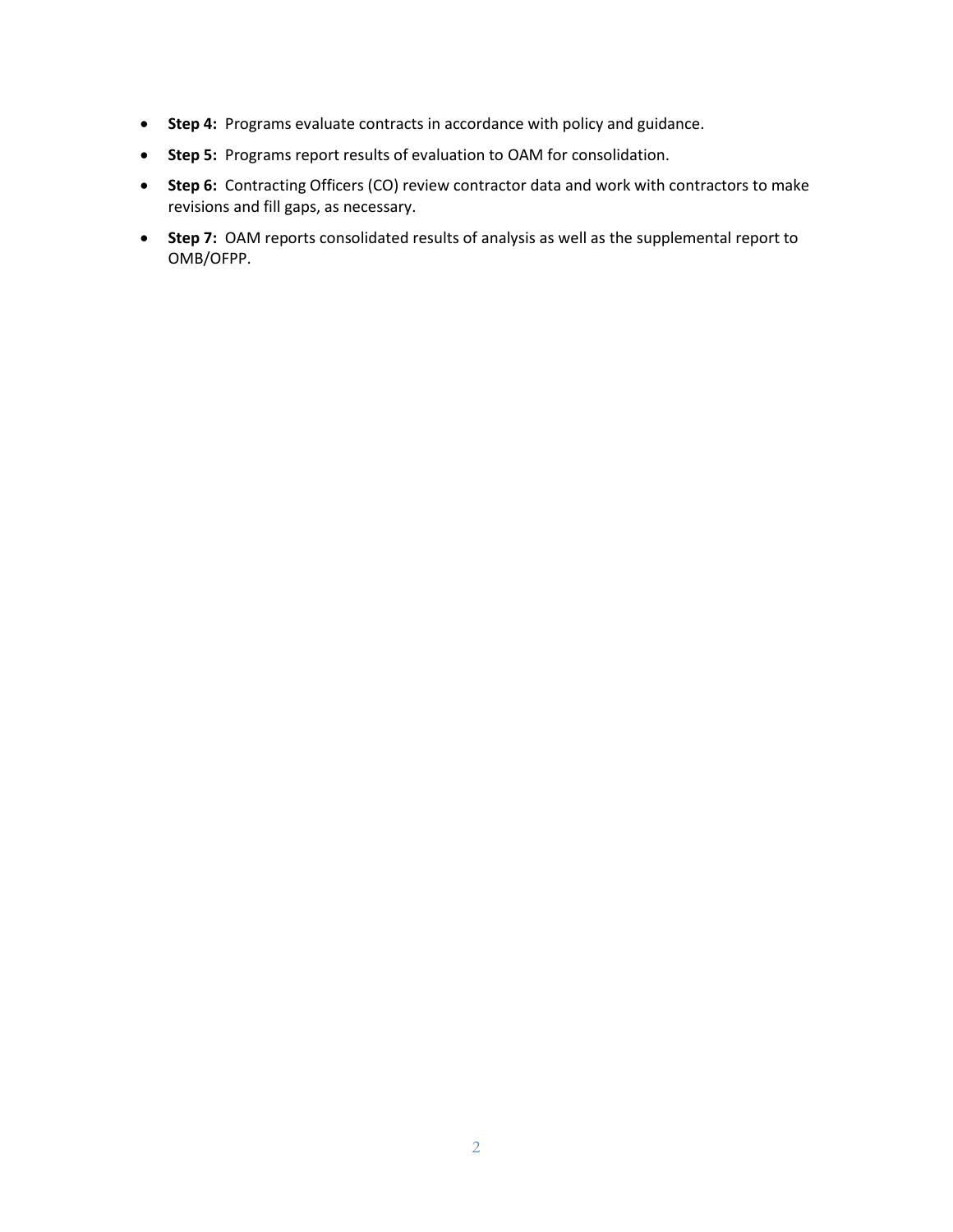- **Step 4:** Programs evaluate contracts in accordance with policy and guidance.
- **Step 5:** Programs report results of evaluation to OAM for consolidation.
- **Step 6:** Contracting Officers (CO) review contractor data and work with contractors to make revisions and fill gaps, as necessary.
- **Step 7:** OAM reports consolidated results of analysis as well as the supplemental report to OMB/OFPP.